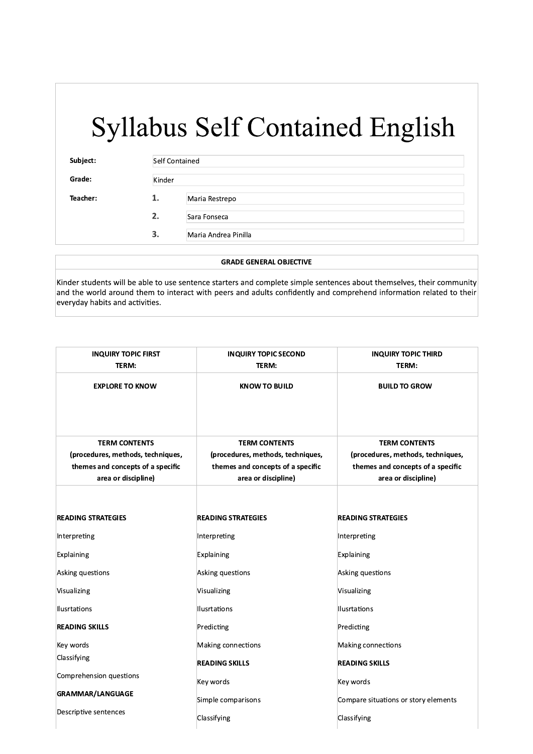# Syllabus Self Contained English

| | | |
|---|---|---|
| **Subject:** | Self Contained | |
| **Grade:** | Kinder | |
| **Teacher:** | **1.** | Maria Restrepo |
| | **2.** | Sara Fonseca |
| | **3.** | Maria Andrea Pinilla |

| GRADE GENERAL OBJECTIVE |
|---|
| Kinder students will be able to use sentence starters and complete simple sentences about themselves, their community and the world around them to interact with peers and adults confidently and comprehend information related to their everyday habits and activities. |

| INQUIRY TOPIC FIRST TERM: | INQUIRY TOPIC SECOND TERM: | INQUIRY TOPIC THIRD TERM: |
|---|---|---|
| **EXPLORE TO KNOW** | **KNOW TO BUILD** | **BUILD TO GROW** |
| **TERM CONTENTS (procedures, methods, techniques, themes and concepts of a specific area or discipline)** | **TERM CONTENTS (procedures, methods, techniques, themes and concepts of a specific area or discipline)** | **TERM CONTENTS (procedures, methods, techniques, themes and concepts of a specific area or discipline)** |
| **READING STRATEGIES**<br>Interpreting<br>Explaining<br>Asking questions<br>Visualizing<br>Ilusrtations<br>**READING SKILLS**<br>Key words<br>Classifying<br>Comprehension questions<br>**GRAMMAR/LANGUAGE**<br>Descriptive sentences | **READING STRATEGIES**<br>Interpreting<br>Explaining<br>Asking questions<br>Visualizing<br>Ilusrtations<br>Predicting<br>Making connections<br>**READING SKILLS**<br>Key words<br>Simple comparisons<br>Classifying | **READING STRATEGIES**<br>Interpreting<br>Explaining<br>Asking questions<br>Visualizing<br>Ilusrtations<br>Predicting<br>Making connections<br>**READING SKILLS**<br>Key words<br>Compare situations or story elements<br>Classifying |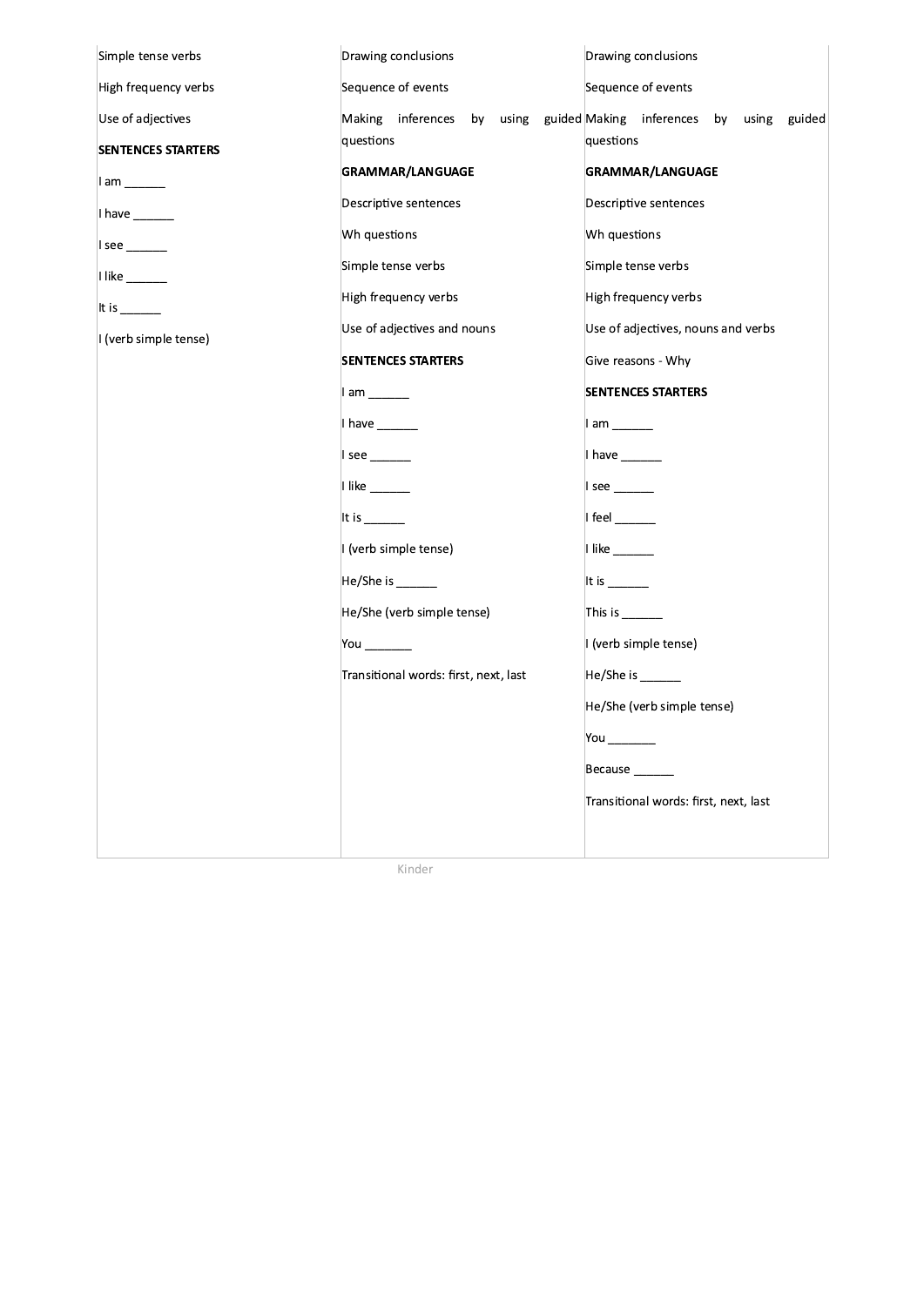| | | |
|---|---|---|
| Simple tense verbs<br>High frequency verbs<br>Use of adjectives<br>**SENTENCES STARTERS**<br>I am ______<br>I have ______<br>I see ______<br>I like ______<br>It is ______<br>I (verb simple tense) | Drawing conclusions<br>Sequence of events<br>Making inferences by using guided questions<br>**GRAMMAR/LANGUAGE**<br>Descriptive sentences<br>Wh questions<br>Simple tense verbs<br>High frequency verbs<br>Use of adjectives and nouns<br>**SENTENCES STARTERS**<br>I am ______<br>I have ______<br>I see ______<br>I like ______<br>It is ______<br>I (verb simple tense)<br>He/She is ______<br>He/She (verb simple tense)<br>You _______<br>Transitional words: first, next, last | Drawing conclusions<br>Sequence of events<br>Making inferences by using guided questions<br>**GRAMMAR/LANGUAGE**<br>Descriptive sentences<br>Wh questions<br>Simple tense verbs<br>High frequency verbs<br>Use of adjectives, nouns and verbs<br>Give reasons - Why<br>**SENTENCES STARTERS**<br>I am ______<br>I have ______<br>I see ______<br>I feel ______<br>I like ______<br>It is ______<br>This is ______<br>I (verb simple tense)<br>He/She is ______<br>He/She (verb simple tense)<br>You _______<br>Because ______<br>Transitional words: first, next, last |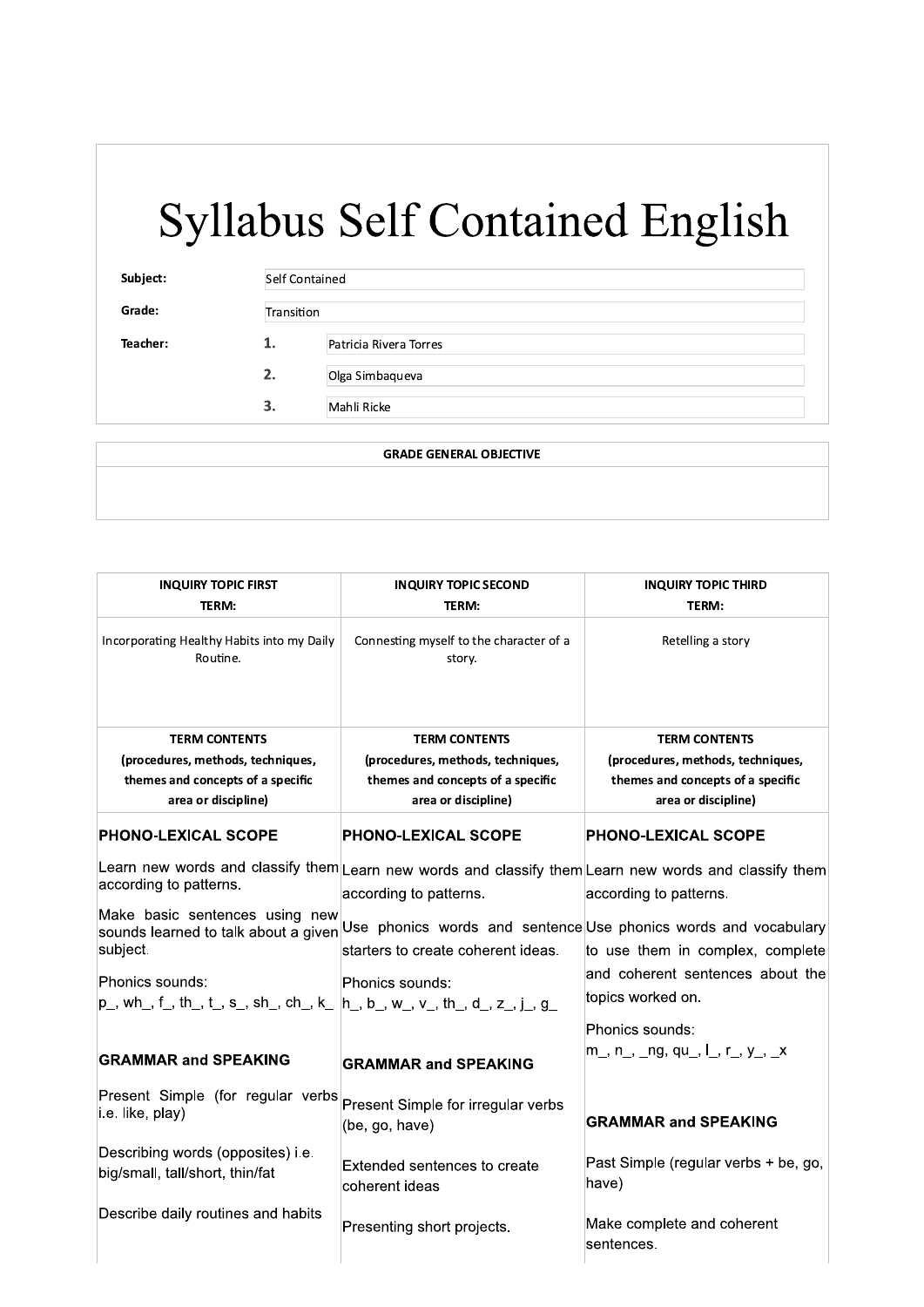# Syllabus Self Contained English

| | | |
|---|---|---|
| **Subject:** | Self Contained | |
| **Grade:** | Transition | |
| **Teacher:** | **1.** | Patricia Rivera Torres |
| | **2.** | Olga Simbaqueva |
| | **3.** | Mahli Ricke |

| **GRADE GENERAL OBJECTIVE** |
|---|
| |

| **INQUIRY TOPIC FIRST TERM:** | **INQUIRY TOPIC SECOND TERM:** | **INQUIRY TOPIC THIRD TERM:** |
|---|---|---|
| Incorporating Healthy Habits into my Daily Routine. | Connesting myself to the character of a story. | Retelling a story |
| **TERM CONTENTS (procedures, methods, techniques, themes and concepts of a specific area or discipline)** | **TERM CONTENTS (procedures, methods, techniques, themes and concepts of a specific area or discipline)** | **TERM CONTENTS (procedures, methods, techniques, themes and concepts of a specific area or discipline)** |
| **PHONO-LEXICAL SCOPE**<br><br>Learn new words and classify them according to patterns.<br><br>Make basic sentences using new sounds learned to talk about a given subject.<br><br>Phonics sounds:<br>p_, wh_, f_, th_, t_, s_, sh_, ch_, k_<br><br>**GRAMMAR and SPEAKING**<br><br>Present Simple (for regular verbs i.e. like, play)<br><br>Describing words (opposites) i.e. big/small, tall/short, thin/fat<br><br>Describe daily routines and habits | **PHONO-LEXICAL SCOPE**<br><br>Learn new words and classify them according to patterns.<br><br>Use phonics words and sentence starters to create coherent ideas.<br><br>Phonics sounds:<br>h_, b_, w_, v_, th_, d_, z_, j_, g_<br><br>**GRAMMAR and SPEAKING**<br><br>Present Simple for irregular verbs (be, go, have)<br><br>Extended sentences to create coherent ideas<br><br>Presenting short projects. | **PHONO-LEXICAL SCOPE**<br><br>Learn new words and classify them according to patterns.<br><br>Use phonics words and vocabulary to use them in complex, complete and coherent sentences about the topics worked on.<br><br>Phonics sounds:<br>m_, n_, _ng, qu_, l_, r_, y_, _x<br><br>**GRAMMAR and SPEAKING**<br><br>Past Simple (regular verbs + be, go, have)<br><br>Make complete and coherent sentences. |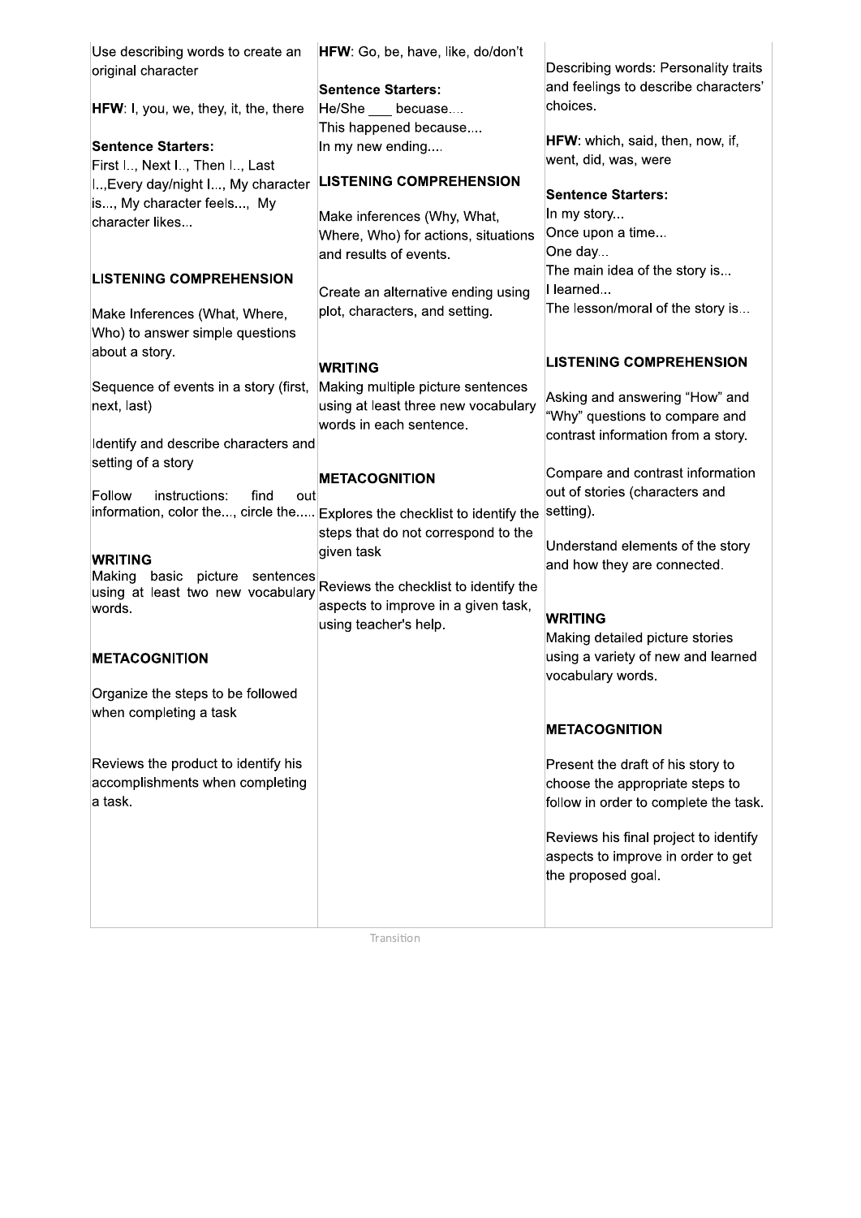| | | |
|---|---|---|
| Use describing words to create an original character<br><br>**HFW**: I, you, we, they, it, the, there<br><br>**Sentence Starters:**<br>First I.., Next I.., Then I.., Last I..,Every day/night I..., My character is..., My character feels..., My character likes...<br><br>**LISTENING COMPREHENSION**<br><br>Make Inferences (What, Where, Who) to answer simple questions about a story.<br><br>Sequence of events in a story (first, next, last)<br><br>Identify and describe characters and setting of a story<br><br>Follow instructions: find out information, color the..., circle the.....<br><br>**WRITING**<br>Making basic picture sentences using at least two new vocabulary words.<br><br>**METACOGNITION**<br><br>Organize the steps to be followed when completing a task<br><br>Reviews the product to identify his accomplishments when completing a task. | **HFW**: Go, be, have, like, do/don't<br><br>**Sentence Starters:**<br>He/She ___ becuase....<br>This happened because....<br>In my new ending....<br><br>**LISTENING COMPREHENSION**<br><br>Make inferences (Why, What, Where, Who) for actions, situations and results of events.<br><br>Create an alternative ending using plot, characters, and setting.<br><br>**WRITING**<br>Making multiple picture sentences using at least three new vocabulary words in each sentence.<br><br>**METACOGNITION**<br><br>Explores the checklist to identify the steps that do not correspond to the given task<br><br>Reviews the checklist to identify the aspects to improve in a given task, using teacher's help. | Describing words: Personality traits and feelings to describe characters' choices.<br><br>**HFW**: which, said, then, now, if, went, did, was, were<br><br>**Sentence Starters:**<br>In my story...<br>Once upon a time...<br>One day...<br>The main idea of the story is...<br>I learned...<br>The lesson/moral of the story is...<br><br>**LISTENING COMPREHENSION**<br><br>Asking and answering "How" and "Why" questions to compare and contrast information from a story.<br><br>Compare and contrast information out of stories (characters and setting).<br><br>Understand elements of the story and how they are connected.<br><br>**WRITING**<br>Making detailed picture stories using a variety of new and learned vocabulary words.<br><br>**METACOGNITION**<br><br>Present the draft of his story to choose the appropriate steps to follow in order to complete the task.<br><br>Reviews his final project to identify aspects to improve in order to get the proposed goal. |

Transition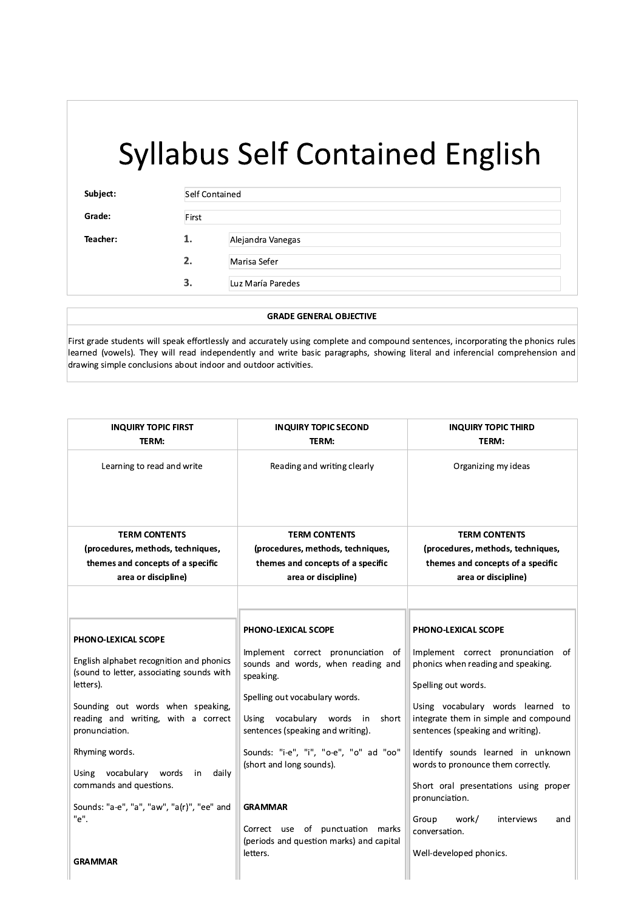# Syllabus Self Contained English

| | | |
|---|---|---|
| **Subject:** | | Self Contained |
| **Grade:** | | First |
| **Teacher:** | **1.** | Alejandra Vanegas |
| | **2.** | Marisa Sefer |
| | **3.** | Luz María Paredes |

| **GRADE GENERAL OBJECTIVE** |
|---|
| First grade students will speak effortlessly and accurately using complete and compound sentences, incorporating the phonics rules learned (vowels). They will read independently and write basic paragraphs, showing literal and inferencial comprehension and drawing simple conclusions about indoor and outdoor activities. |

| **INQUIRY TOPIC FIRST TERM:** | **INQUIRY TOPIC SECOND TERM:** | **INQUIRY TOPIC THIRD TERM:** |
|---|---|---|
| Learning to read and write | Reading and writing clearly | Organizing my ideas |
| **TERM CONTENTS (procedures, methods, techniques, themes and concepts of a specific area or discipline)** | **TERM CONTENTS (procedures, methods, techniques, themes and concepts of a specific area or discipline)** | **TERM CONTENTS (procedures, methods, techniques, themes and concepts of a specific area or discipline)** |
| **PHONO-LEXICAL SCOPE**<br><br>English alphabet recognition and phonics (sound to letter, associating sounds with letters).<br><br>Sounding out words when speaking, reading and writing, with a correct pronunciation.<br><br>Rhyming words.<br><br>Using vocabulary words in daily commands and questions.<br><br>Sounds: "a-e", "a", "aw", "a(r)", "ee" and "e".<br><br>**GRAMMAR** | **PHONO-LEXICAL SCOPE**<br><br>Implement correct pronunciation of sounds and words, when reading and speaking.<br><br>Spelling out vocabulary words.<br><br>Using vocabulary words in short sentences (speaking and writing).<br><br>Sounds: "i-e", "i", "o-e", "o" ad "oo" (short and long sounds).<br><br>**GRAMMAR**<br><br>Correct use of punctuation marks (periods and question marks) and capital letters. | **PHONO-LEXICAL SCOPE**<br><br>Implement correct pronunciation of phonics when reading and speaking.<br><br>Spelling out words.<br><br>Using vocabulary words learned to integrate them in simple and compound sentences (speaking and writing).<br><br>Identify sounds learned in unknown words to pronounce them correctly.<br><br>Short oral presentations using proper pronunciation.<br><br>Group work/ interviews and conversation.<br><br>Well-developed phonics. |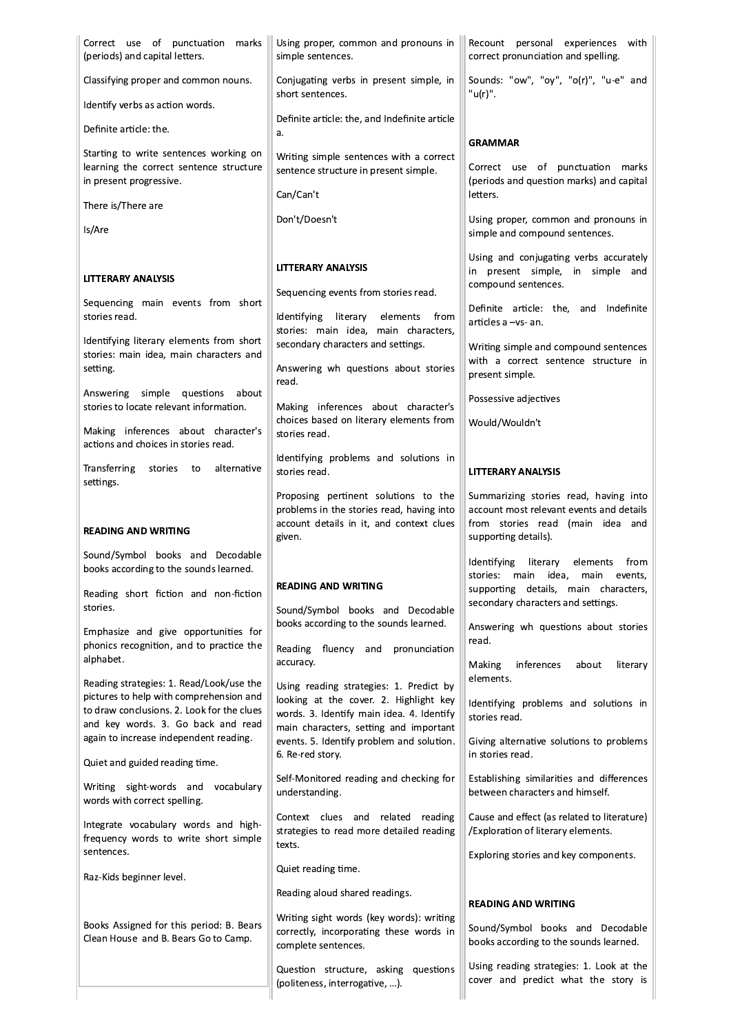Correct use of punctuation marks (periods) and capital letters.

Classifying proper and common nouns.

Identify verbs as action words.

Definite article: the.

Starting to write sentences working on learning the correct sentence structure in present progressive.

There is/There are

Is/Are

**LITTERARY ANALYSIS**

Sequencing main events from short stories read.

Identifying literary elements from short stories: main idea, main characters and setting.

Answering simple questions about stories to locate relevant information.

Making inferences about character's actions and choices in stories read.

Transferring stories to alternative settings.

**READING AND WRITING**

Sound/Symbol books and Decodable books according to the sounds learned.

Reading short fiction and non-fiction stories.

Emphasize and give opportunities for phonics recognition, and to practice the alphabet.

Reading strategies: 1. Read/Look/use the pictures to help with comprehension and to draw conclusions. 2. Look for the clues and key words. 3. Go back and read again to increase independent reading.

Quiet and guided reading time.

Writing sight-words and vocabulary words with correct spelling.

Integrate vocabulary words and high-frequency words to write short simple sentences.

Raz-Kids beginner level.

Books Assigned for this period: B. Bears Clean House and B. Bears Go to Camp.

Using proper, common and pronouns in simple sentences.

Conjugating verbs in present simple, in short sentences.

Definite article: the, and Indefinite article a.

Writing simple sentences with a correct sentence structure in present simple.

Can/Can't

Don't/Doesn't

**LITTERARY ANALYSIS**

Sequencing events from stories read.

Identifying literary elements from stories: main idea, main characters, secondary characters and settings.

Answering wh questions about stories read.

Making inferences about character's choices based on literary elements from stories read.

Identifying problems and solutions in stories read.

Proposing pertinent solutions to the problems in the stories read, having into account details in it, and context clues given.

**READING AND WRITING**

Sound/Symbol books and Decodable books according to the sounds learned.

Reading fluency and pronunciation accuracy.

Using reading strategies: 1. Predict by looking at the cover. 2. Highlight key words. 3. Identify main idea. 4. Identify main characters, setting and important events. 5. Identify problem and solution. 6. Re-red story.

Self-Monitored reading and checking for understanding.

Context clues and related reading strategies to read more detailed reading texts.

Quiet reading time.

Reading aloud shared readings.

Writing sight words (key words): writing correctly, incorporating these words in complete sentences.

Question structure, asking questions (politeness, interrogative, ...).

Recount personal experiences with correct pronunciation and spelling.

Sounds: "ow", "oy", "o(r)", "u-e" and "u(r)".

**GRAMMAR**

Correct use of punctuation marks (periods and question marks) and capital letters.

Using proper, common and pronouns in simple and compound sentences.

Using and conjugating verbs accurately in present simple, in simple and compound sentences.

Definite article: the, and Indefinite articles a –vs- an.

Writing simple and compound sentences with a correct sentence structure in present simple.

Possessive adjectives

Would/Wouldn't

**LITTERARY ANALYSIS**

Summarizing stories read, having into account most relevant events and details from stories read (main idea and supporting details).

Identifying literary elements from stories: main idea, main events, supporting details, main characters, secondary characters and settings.

Answering wh questions about stories read.

Making inferences about literary elements.

Identifying problems and solutions in stories read.

Giving alternative solutions to problems in stories read.

Establishing similarities and differences between characters and himself.

Cause and effect (as related to literature) /Exploration of literary elements.

Exploring stories and key components.

**READING AND WRITING**

Sound/Symbol books and Decodable books according to the sounds learned.

Using reading strategies: 1. Look at the cover and predict what the story is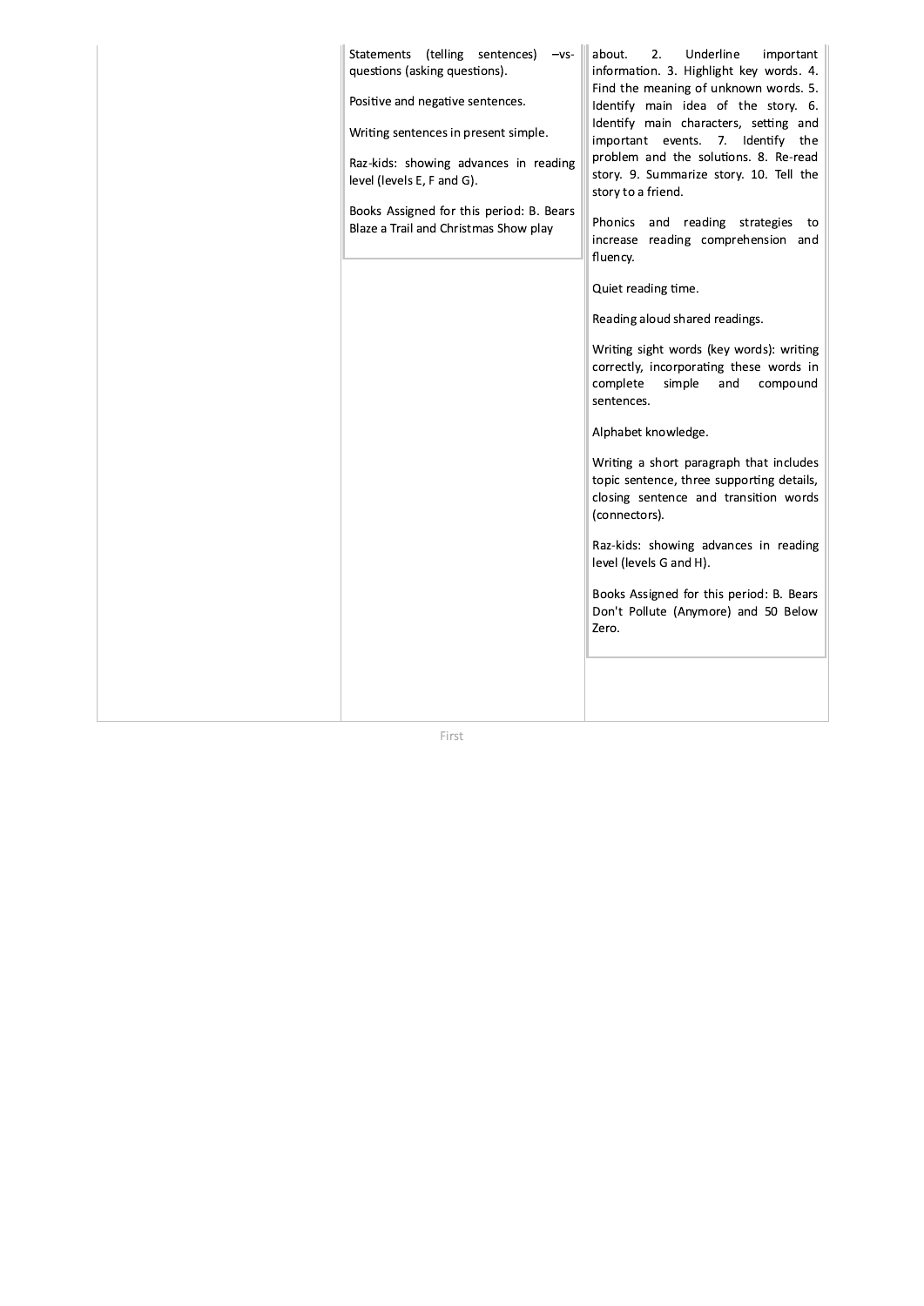| | | |
|---|---|---|
| | Statements (telling sentences) –vs- questions (asking questions).<br><br>Positive and negative sentences.<br><br>Writing sentences in present simple.<br><br>Raz-kids: showing advances in reading level (levels E, F and G).<br><br>Books Assigned for this period: B. Bears Blaze a Trail and Christmas Show play | about. 2. Underline important information. 3. Highlight key words. 4. Find the meaning of unknown words. 5. Identify main idea of the story. 6. Identify main characters, setting and important events. 7. Identify the problem and the solutions. 8. Re-read story. 9. Summarize story. 10. Tell the story to a friend.<br><br>Phonics and reading strategies to increase reading comprehension and fluency.<br><br>Quiet reading time.<br><br>Reading aloud shared readings.<br><br>Writing sight words (key words): writing correctly, incorporating these words in complete simple and compound sentences.<br><br>Alphabet knowledge.<br><br>Writing a short paragraph that includes topic sentence, three supporting details, closing sentence and transition words (connectors).<br><br>Raz-kids: showing advances in reading level (levels G and H).<br><br>Books Assigned for this period: B. Bears Don't Pollute (Anymore) and 50 Below Zero. |

First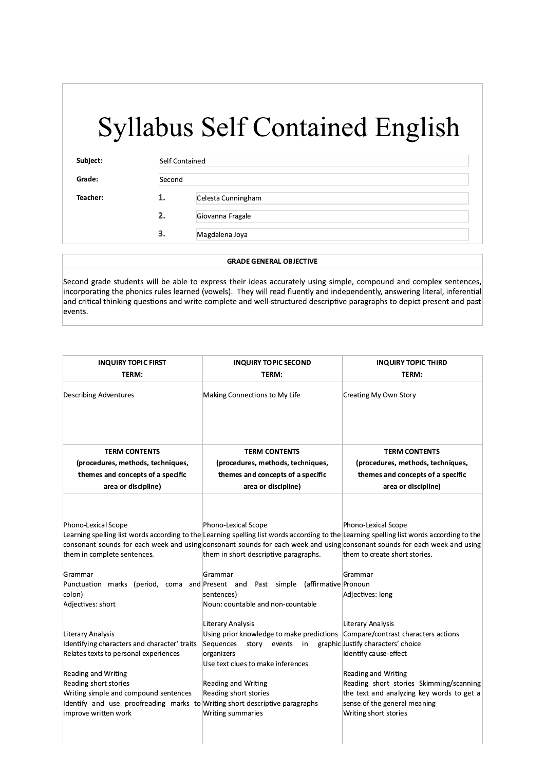# Syllabus Self Contained English

| | | |
|---|---|---|
| **Subject:** | | Self Contained |
| **Grade:** | | Second |
| **Teacher:** | **1.** | Celesta Cunningham |
| | **2.** | Giovanna Fragale |
| | **3.** | Magdalena Joya |

| **GRADE GENERAL OBJECTIVE** |
|---|
| Second grade students will be able to express their ideas accurately using simple, compound and complex sentences, incorporating the phonics rules learned (vowels). They will read fluently and independently, answering literal, inferential and critical thinking questions and write complete and well-structured descriptive paragraphs to depict present and past events. |

| **INQUIRY TOPIC FIRST TERM:** | **INQUIRY TOPIC SECOND TERM:** | **INQUIRY TOPIC THIRD TERM:** |
|---|---|---|
| Describing Adventures | Making Connections to My Life | Creating My Own Story |
| **TERM CONTENTS (procedures, methods, techniques, themes and concepts of a specific area or discipline)** | **TERM CONTENTS (procedures, methods, techniques, themes and concepts of a specific area or discipline)** | **TERM CONTENTS (procedures, methods, techniques, themes and concepts of a specific area or discipline)** |
| Phono-Lexical Scope<br>Learning spelling list words according to the consonant sounds for each week and using them in complete sentences.<br><br>Grammar<br>Punctuation marks (period, coma and colon)<br>Adjectives: short<br><br>Literary Analysis<br>Identifying characters and character' traits<br>Relates texts to personal experiences<br><br>Reading and Writing<br>Reading short stories<br>Writing simple and compound sentences<br>Identify and use proofreading marks to improve written work | Phono-Lexical Scope<br>Learning spelling list words according to the consonant sounds for each week and using them in short descriptive paragraphs.<br><br>Grammar<br>Present and Past simple (affirmative sentences)<br>Noun: countable and non-countable<br><br>Literary Analysis<br>Using prior knowledge to make predictions<br>Sequences story events in graphic organizers<br>Use text clues to make inferences<br><br>Reading and Writing<br>Reading short stories<br>Writing short descriptive paragraphs<br>Writing summaries | Phono-Lexical Scope<br>Learning spelling list words according to the consonant sounds for each week and using them to create short stories.<br><br>Grammar<br>Pronoun<br>Adjectives: long<br><br>Literary Analysis<br>Compare/contrast characters actions<br>Justify characters' choice<br>Identify cause-effect<br><br>Reading and Writing<br>Reading short stories Skimming/scanning the text and analyzing key words to get a sense of the general meaning<br>Writing short stories |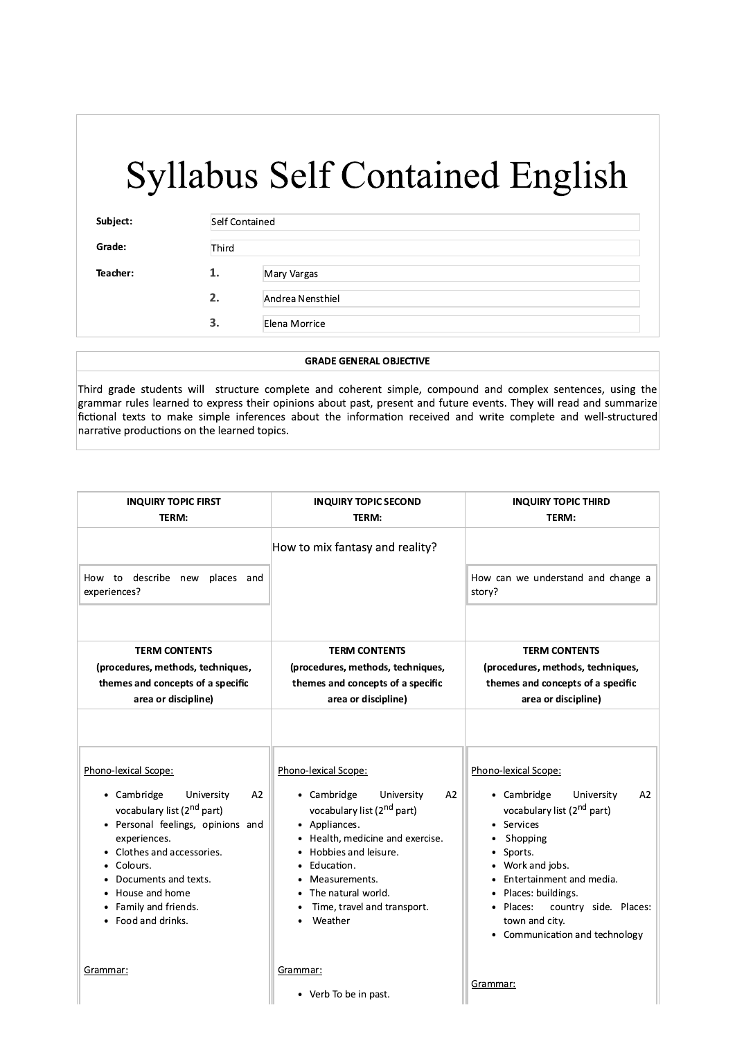# Syllabus Self Contained English

| | | |
|---|---|---|
| **Subject:** | Self Contained | |
| **Grade:** | Third | |
| **Teacher:** | **1.** | Mary Vargas |
| | **2.** | Andrea Nensthiel |
| | **3.** | Elena Morrice |

| **GRADE GENERAL OBJECTIVE** |
|---|
| Third grade students will structure complete and coherent simple, compound and complex sentences, using the grammar rules learned to express their opinions about past, present and future events. They will read and summarize fictional texts to make simple inferences about the information received and write complete and well-structured narrative productions on the learned topics. |

| **INQUIRY TOPIC FIRST TERM:** | **INQUIRY TOPIC SECOND TERM:** | **INQUIRY TOPIC THIRD TERM:** |
|---|---|---|
| How to describe new places and experiences? | How to mix fantasy and reality? | How can we understand and change a story? |
| **TERM CONTENTS (procedures, methods, techniques, themes and concepts of a specific area or discipline)** | **TERM CONTENTS (procedures, methods, techniques, themes and concepts of a specific area or discipline)** | **TERM CONTENTS (procedures, methods, techniques, themes and concepts of a specific area or discipline)** |
| Phono-lexical Scope:<br>• Cambridge University A2 vocabulary list (2nd part)<br>• Personal feelings, opinions and experiences.<br>• Clothes and accessories.<br>• Colours.<br>• Documents and texts.<br>• House and home<br>• Family and friends.<br>• Food and drinks.<br><br>Grammar: | Phono-lexical Scope:<br>• Cambridge University A2 vocabulary list (2nd part)<br>• Appliances.<br>• Health, medicine and exercise.<br>• Hobbies and leisure.<br>• Education.<br>• Measurements.<br>• The natural world.<br>• Time, travel and transport.<br>• Weather<br><br>Grammar:<br>• Verb To be in past. | Phono-lexical Scope:<br>• Cambridge University A2 vocabulary list (2nd part)<br>• Services<br>• Shopping<br>• Sports.<br>• Work and jobs.<br>• Entertainment and media.<br>• Places: buildings.<br>• Places: country side. Places: town and city.<br>• Communication and technology<br><br>Grammar: |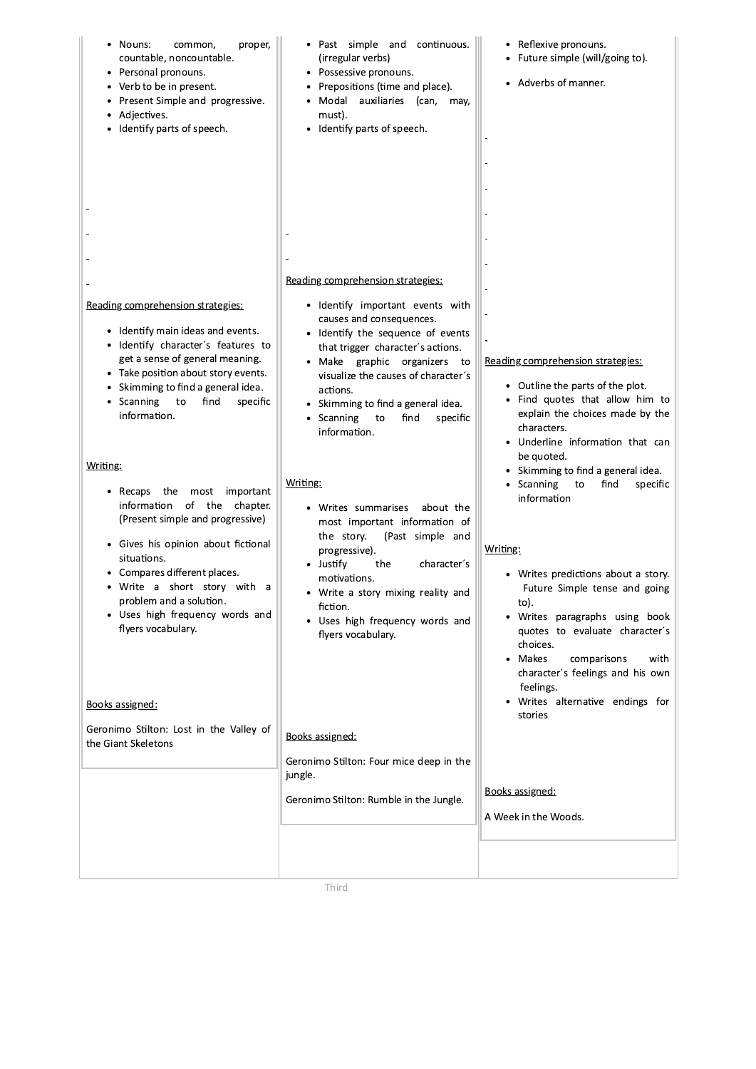| | | |
|---|---|---|
| • Nouns: common, proper, countable, noncountable.<br>• Personal pronouns.<br>• Verb to be in present.<br>• Present Simple and progressive.<br>• Adjectives.<br>• Identify parts of speech.<br><br>Reading comprehension strategies:<br><br>• Identify main ideas and events.<br>• Identify character´s features to get a sense of general meaning.<br>• Take position about story events.<br>• Skimming to find a general idea.<br>• Scanning to find specific information.<br><br>Writing:<br><br>• Recaps the most important information of the chapter. (Present simple and progressive)<br>• Gives his opinion about fictional situations.<br>• Compares different places.<br>• Write a short story with a problem and a solution.<br>• Uses high frequency words and flyers vocabulary.<br><br>Books assigned:<br><br>Geronimo Stilton: Lost in the Valley of the Giant Skeletons | • Past simple and continuous. (irregular verbs)<br>• Possessive pronouns.<br>• Prepositions (time and place).<br>• Modal auxiliaries (can, may, must).<br>• Identify parts of speech.<br><br>Reading comprehension strategies:<br><br>• Identify important events with causes and consequences.<br>• Identify the sequence of events that trigger character´s actions.<br>• Make graphic organizers to visualize the causes of character´s actions.<br>• Skimming to find a general idea.<br>• Scanning to find specific information.<br><br>Writing:<br><br>• Writes summarises about the most important information of the story. (Past simple and progressive).<br>• Justify the character´s motivations.<br>• Write a story mixing reality and fiction.<br>• Uses high frequency words and flyers vocabulary.<br><br>Books assigned:<br><br>Geronimo Stilton: Four mice deep in the jungle.<br><br>Geronimo Stilton: Rumble in the Jungle. | • Reflexive pronouns.<br>• Future simple (will/going to).<br>• Adverbs of manner.<br><br>Reading comprehension strategies:<br><br>• Outline the parts of the plot.<br>• Find quotes that allow him to explain the choices made by the characters.<br>• Underline information that can be quoted.<br>• Skimming to find a general idea.<br>• Scanning to find specific information<br><br>Writing:<br><br>• Writes predictions about a story. Future Simple tense and going to).<br>• Writes paragraphs using book quotes to evaluate character´s choices.<br>• Makes comparisons with character´s feelings and his own feelings.<br>• Writes alternative endings for stories<br><br>Books assigned:<br><br>A Week in the Woods. |

Third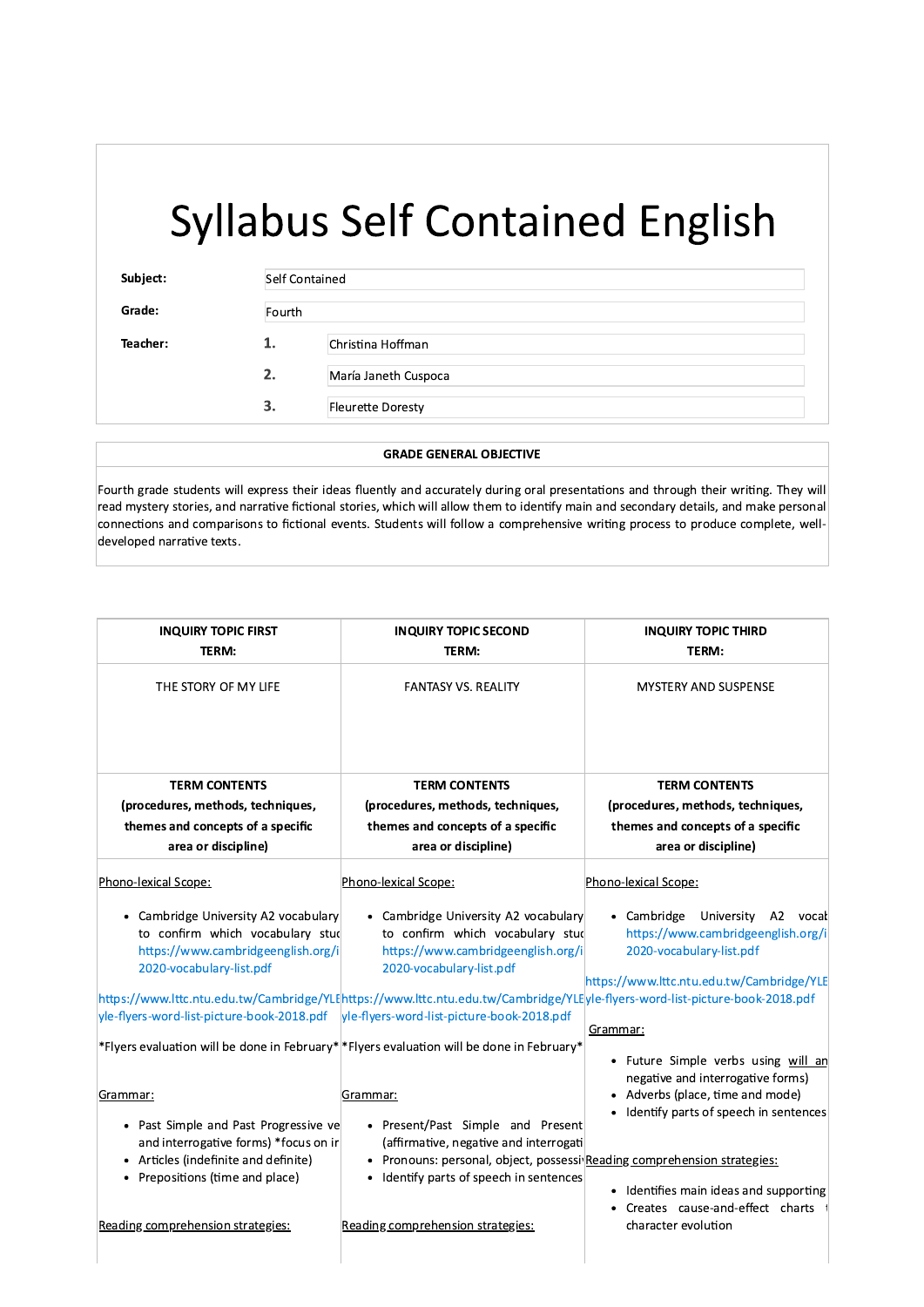# Syllabus Self Contained English

| | | |
|---|---|---|
| **Subject:** | Self Contained | |
| **Grade:** | Fourth | |
| **Teacher:** | **1.** | Christina Hoffman |
| | **2.** | María Janeth Cuspoca |
| | **3.** | Fleurette Doresty |

| GRADE GENERAL OBJECTIVE |
|---|
| Fourth grade students will express their ideas fluently and accurately during oral presentations and through their writing. They will read mystery stories, and narrative fictional stories, which will allow them to identify main and secondary details, and make personal connections and comparisons to fictional events. Students will follow a comprehensive writing process to produce complete, well-developed narrative texts. |

| INQUIRY TOPIC FIRST TERM: | INQUIRY TOPIC SECOND TERM: | INQUIRY TOPIC THIRD TERM: |
|---|---|---|
| THE STORY OF MY LIFE | FANTASY VS. REALITY | MYSTERY AND SUSPENSE |
| **TERM CONTENTS (procedures, methods, techniques, themes and concepts of a specific area or discipline)** | **TERM CONTENTS (procedures, methods, techniques, themes and concepts of a specific area or discipline)** | **TERM CONTENTS (procedures, methods, techniques, themes and concepts of a specific area or discipline)** |
| Phono-lexical Scope:<br><br>• Cambridge University A2 vocabulary to confirm which vocabulary stud https://www.cambridgeenglish.org/i 2020-vocabulary-list.pdf<br><br>https://www.lttc.ntu.edu.tw/Cambridge/YLE yle-flyers-word-list-picture-book-2018.pdf<br><br>*Flyers evaluation will be done in February*<br><br>Grammar:<br><br>• Past Simple and Past Progressive ve and interrogative forms) *focus on ir<br>• Articles (indefinite and definite)<br>• Prepositions (time and place)<br><br>Reading comprehension strategies: | Phono-lexical Scope:<br><br>• Cambridge University A2 vocabulary to confirm which vocabulary stud https://www.cambridgeenglish.org/i 2020-vocabulary-list.pdf<br><br>https://www.lttc.ntu.edu.tw/Cambridge/YLE yle-flyers-word-list-picture-book-2018.pdf<br><br>*Flyers evaluation will be done in February*<br><br>Grammar:<br><br>• Present/Past Simple and Present (affirmative, negative and interrogati<br>• Pronouns: personal, object, possessi<br>• Identify parts of speech in sentences<br><br>Reading comprehension strategies: | Phono-lexical Scope:<br><br>• Cambridge University A2 vocab https://www.cambridgeenglish.org/i 2020-vocabulary-list.pdf<br><br>https://www.lttc.ntu.edu.tw/Cambridge/YLE yle-flyers-word-list-picture-book-2018.pdf<br><br>Grammar:<br><br>• Future Simple verbs using will an negative and interrogative forms)<br>• Adverbs (place, time and mode)<br>• Identify parts of speech in sentences<br><br>Reading comprehension strategies:<br><br>• Identifies main ideas and supporting<br>• Creates cause-and-effect charts character evolution |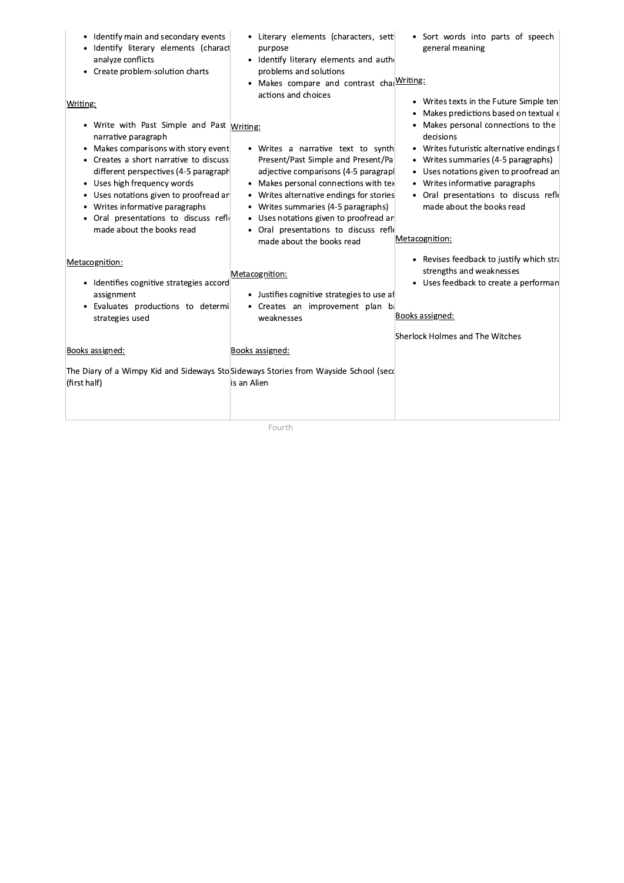| | | |
|---|---|---|
| • Identify main and secondary events<br>• Identify literary elements (charact analyze conflicts<br>• Create problem-solution charts<br><br>Writing:<br><br>• Write with Past Simple and Past narrative paragraph<br>• Makes comparisons with story event<br>• Creates a short narrative to discuss different perspectives (4-5 paragraph<br>• Uses high frequency words<br>• Uses notations given to proofread ar<br>• Writes informative paragraphs<br>• Oral presentations to discuss refl made about the books read<br><br>Metacognition:<br><br>• Identifies cognitive strategies accord assignment<br>• Evaluates productions to determi strategies used<br><br>Books assigned:<br><br>The Diary of a Wimpy Kid and Sideways Sto (first half) | • Literary elements (characters, sett purpose<br>• Identify literary elements and auth problems and solutions<br>• Makes compare and contrast cha actions and choices<br><br>Writing:<br><br>• Writes a narrative text to synth Present/Past Simple and Present/Pa adjective comparisons (4-5 paragrapl<br>• Makes personal connections with tex<br>• Writes alternative endings for stories<br>• Writes summaries (4-5 paragraphs)<br>• Uses notations given to proofread ar<br>• Oral presentations to discuss refl made about the books read<br><br>Metacognition:<br><br>• Justifies cognitive strategies to use af<br>• Creates an improvement plan b weaknesses<br><br>Books assigned:<br><br>Sideways Stories from Wayside School (seco is an Alien | • Sort words into parts of speech general meaning<br><br>Writing:<br><br>• Writes texts in the Future Simple ten<br>• Makes predictions based on textual e<br>• Makes personal connections to the decisions<br>• Writes futuristic alternative endings f<br>• Writes summaries (4-5 paragraphs)<br>• Uses notations given to proofread an<br>• Writes informative paragraphs<br>• Oral presentations to discuss refle made about the books read<br><br>Metacognition:<br><br>• Revises feedback to justify which stra strengths and weaknesses<br>• Uses feedback to create a performan<br><br>Books assigned:<br><br>Sherlock Holmes and The Witches |

Fourth